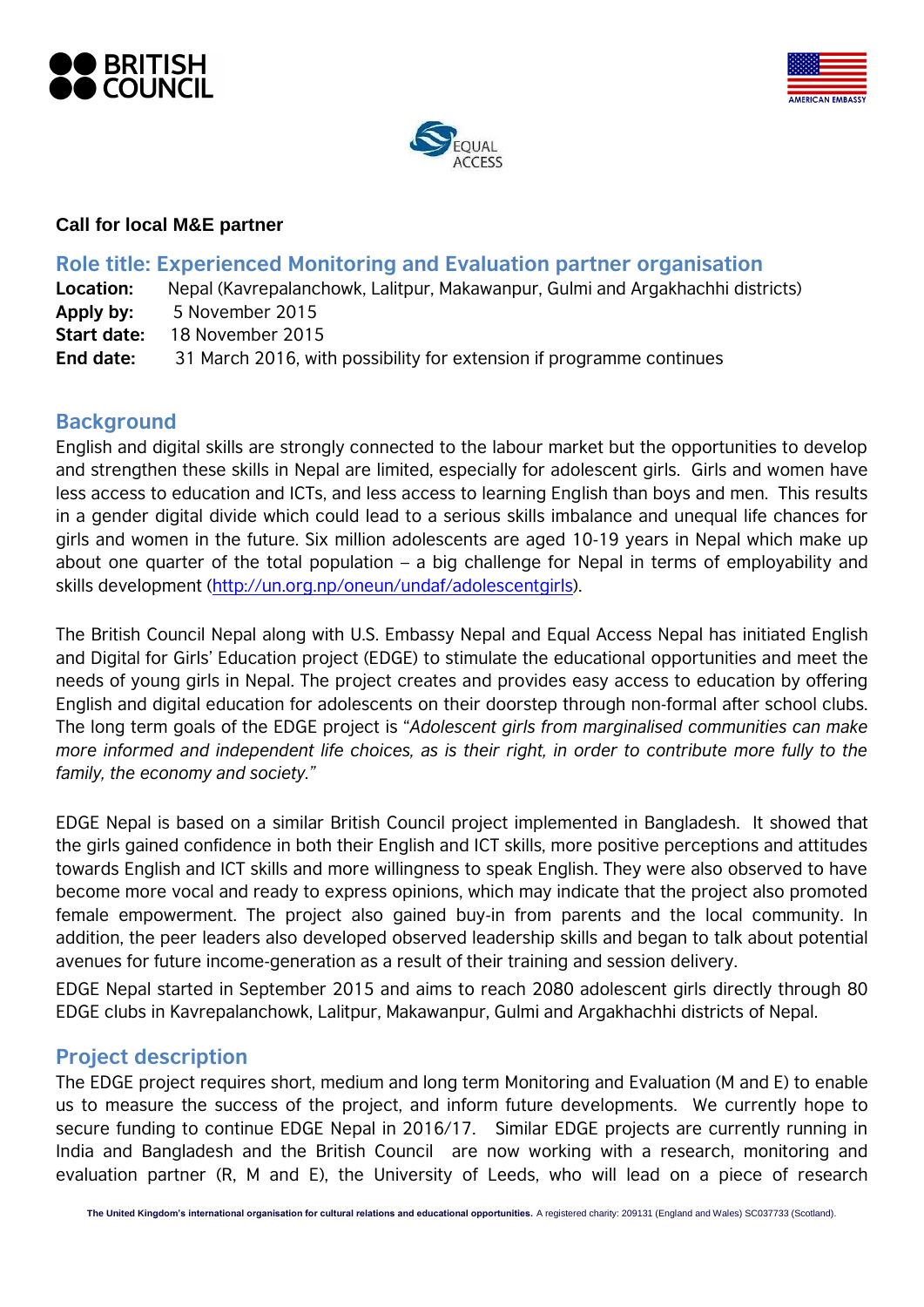**Call for local M&E partner**

## Role title: Experienced Monitoring and Evaluation partner organisation

**Location:** Nepal (Kavrepalanchowk, Lalitpur, Makawanpur, Gulmi and Argakhachhi districts)
**Apply by:** 5 November 2015
**Start date:** 18 November 2015
**End date:** 31 March 2016, with possibility for extension if programme continues

## Background

English and digital skills are strongly connected to the labour market but the opportunities to develop and strengthen these skills in Nepal are limited, especially for adolescent girls. Girls and women have less access to education and ICTs, and less access to learning English than boys and men. This results in a gender digital divide which could lead to a serious skills imbalance and unequal life chances for girls and women in the future. Six million adolescents are aged 10-19 years in Nepal which make up about one quarter of the total population – a big challenge for Nepal in terms of employability and skills development (http://un.org.np/oneun/undaf/adolescentgirls).

The British Council Nepal along with U.S. Embassy Nepal and Equal Access Nepal has initiated English and Digital for Girls' Education project (EDGE) to stimulate the educational opportunities and meet the needs of young girls in Nepal. The project creates and provides easy access to education by offering English and digital education for adolescents on their doorstep through non-formal after school clubs. The long term goals of the EDGE project is "*Adolescent girls from marginalised communities can make more informed and independent life choices, as is their right, in order to contribute more fully to the family, the economy and society.*"

EDGE Nepal is based on a similar British Council project implemented in Bangladesh. It showed that the girls gained confidence in both their English and ICT skills, more positive perceptions and attitudes towards English and ICT skills and more willingness to speak English. They were also observed to have become more vocal and ready to express opinions, which may indicate that the project also promoted female empowerment. The project also gained buy-in from parents and the local community. In addition, the peer leaders also developed observed leadership skills and began to talk about potential avenues for future income-generation as a result of their training and session delivery.

EDGE Nepal started in September 2015 and aims to reach 2080 adolescent girls directly through 80 EDGE clubs in Kavrepalanchowk, Lalitpur, Makawanpur, Gulmi and Argakhachhi districts of Nepal.

## Project description

The EDGE project requires short, medium and long term Monitoring and Evaluation (M and E) to enable us to measure the success of the project, and inform future developments. We currently hope to secure funding to continue EDGE Nepal in 2016/17. Similar EDGE projects are currently running in India and Bangladesh and the British Council are now working with a research, monitoring and evaluation partner (R, M and E), the University of Leeds, who will lead on a piece of research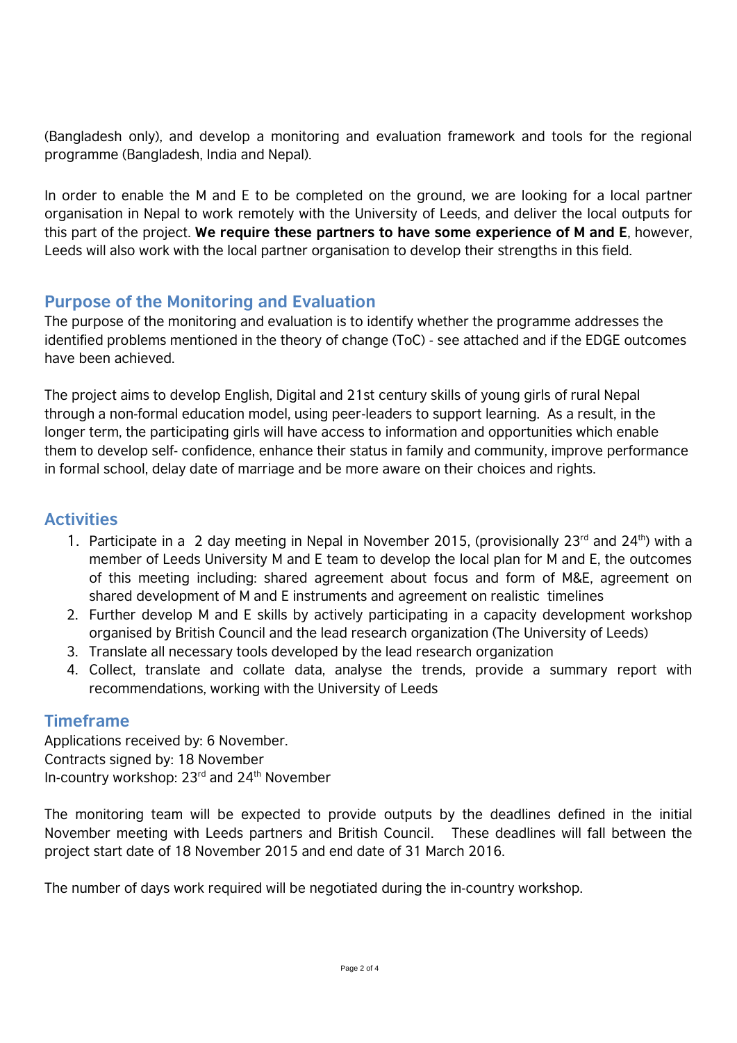(Bangladesh only), and develop a monitoring and evaluation framework and tools for the regional programme (Bangladesh, India and Nepal).

In order to enable the M and E to be completed on the ground, we are looking for a local partner organisation in Nepal to work remotely with the University of Leeds, and deliver the local outputs for this part of the project. **We require these partners to have some experience of M and E**, however, Leeds will also work with the local partner organisation to develop their strengths in this field.

## Purpose of the Monitoring and Evaluation

The purpose of the monitoring and evaluation is to identify whether the programme addresses the identified problems mentioned in the theory of change (ToC) - see attached and if the EDGE outcomes have been achieved.

The project aims to develop English, Digital and 21st century skills of young girls of rural Nepal through a non-formal education model, using peer-leaders to support learning. As a result, in the longer term, the participating girls will have access to information and opportunities which enable them to develop self- confidence, enhance their status in family and community, improve performance in formal school, delay date of marriage and be more aware on their choices and rights.

## Activities

1. Participate in a 2 day meeting in Nepal in November 2015, (provisionally 23rd and 24th) with a member of Leeds University M and E team to develop the local plan for M and E, the outcomes of this meeting including: shared agreement about focus and form of M&E, agreement on shared development of M and E instruments and agreement on realistic timelines
2. Further develop M and E skills by actively participating in a capacity development workshop organised by British Council and the lead research organization (The University of Leeds)
3. Translate all necessary tools developed by the lead research organization
4. Collect, translate and collate data, analyse the trends, provide a summary report with recommendations, working with the University of Leeds

## Timeframe

Applications received by: 6 November.
Contracts signed by: 18 November
In-country workshop: 23rd and 24th November

The monitoring team will be expected to provide outputs by the deadlines defined in the initial November meeting with Leeds partners and British Council. These deadlines will fall between the project start date of 18 November 2015 and end date of 31 March 2016.

The number of days work required will be negotiated during the in-country workshop.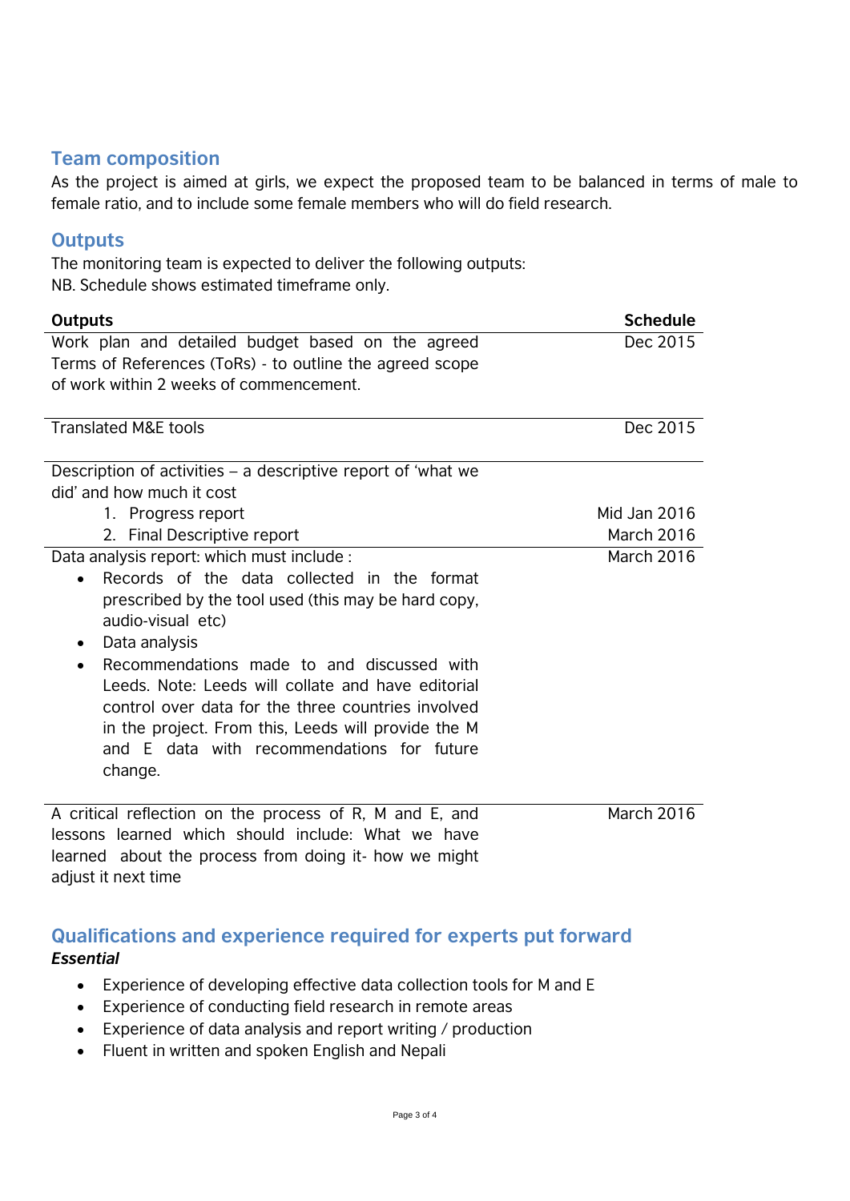## Team composition

As the project is aimed at girls, we expect the proposed team to be balanced in terms of male to female ratio, and to include some female members who will do field research.

## Outputs

The monitoring team is expected to deliver the following outputs:
NB. Schedule shows estimated timeframe only.

| Outputs | Schedule |
|---|---|
| Work plan and detailed budget based on the agreed Terms of References (ToRs) - to outline the agreed scope of work within 2 weeks of commencement. | Dec 2015 |
| Translated M&E tools | Dec 2015 |
| Description of activities – a descriptive report of 'what we did' and how much it cost<br>1. Progress report<br>2. Final Descriptive report | <br><br>Mid Jan 2016<br>March 2016 |
| Data analysis report: which must include :<br>• Records of the data collected in the format prescribed by the tool used (this may be hard copy, audio-visual etc)<br>• Data analysis<br>• Recommendations made to and discussed with Leeds. Note: Leeds will collate and have editorial control over data for the three countries involved in the project. From this, Leeds will provide the M and E data with recommendations for future change. | March 2016 |
| A critical reflection on the process of R, M and E, and lessons learned which should include: What we have learned about the process from doing it- how we might adjust it next time | March 2016 |

## Qualifications and experience required for experts put forward

***Essential***

- Experience of developing effective data collection tools for M and E
- Experience of conducting field research in remote areas
- Experience of data analysis and report writing / production
- Fluent in written and spoken English and Nepali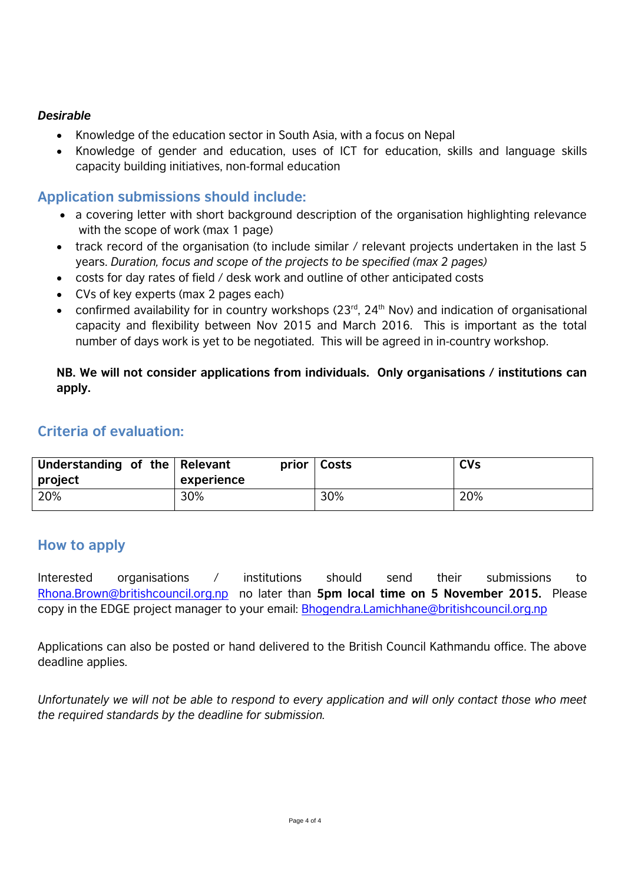***Desirable***

- Knowledge of the education sector in South Asia, with a focus on Nepal
- Knowledge of gender and education, uses of ICT for education, skills and language skills capacity building initiatives, non-formal education

## Application submissions should include:

- a covering letter with short background description of the organisation highlighting relevance with the scope of work (max 1 page)
- track record of the organisation (to include similar / relevant projects undertaken in the last 5 years. *Duration, focus and scope of the projects to be specified (max 2 pages)*
- costs for day rates of field / desk work and outline of other anticipated costs
- CVs of key experts (max 2 pages each)
- confirmed availability for in country workshops (23rd, 24th Nov) and indication of organisational capacity and flexibility between Nov 2015 and March 2016. This is important as the total number of days work is yet to be negotiated. This will be agreed in in-country workshop.

**NB. We will not consider applications from individuals. Only organisations / institutions can apply.**

## Criteria of evaluation:

| Understanding of the project | Relevant prior experience | Costs | CVs |
|---|---|---|---|
| 20% | 30% | 30% | 20% |

## How to apply

Interested organisations / institutions should send their submissions to Rhona.Brown@britishcouncil.org.np no later than **5pm local time on 5 November 2015.** Please copy in the EDGE project manager to your email: Bhogendra.Lamichhane@britishcouncil.org.np

Applications can also be posted or hand delivered to the British Council Kathmandu office. The above deadline applies.

*Unfortunately we will not be able to respond to every application and will only contact those who meet the required standards by the deadline for submission.*